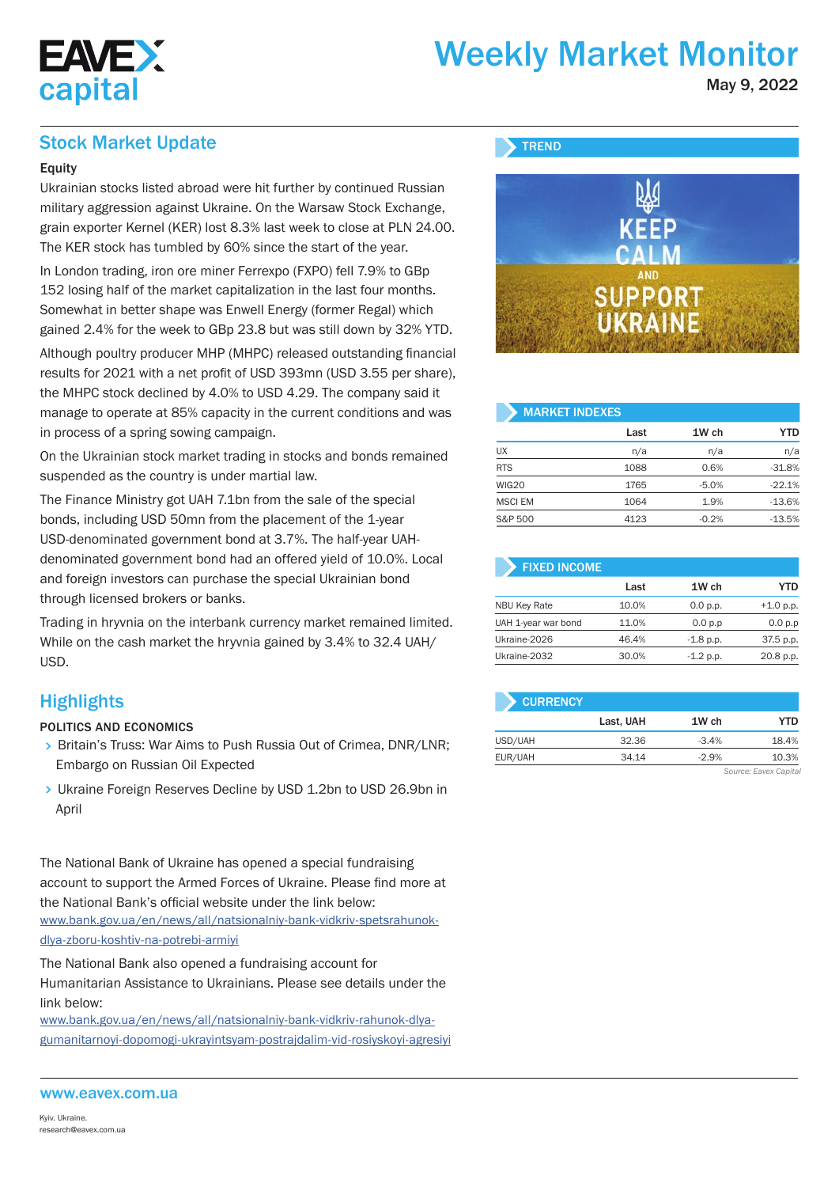# Weekly Market Monitor

May 9, 2022

## Stock Market Update

### Equity

Ukrainian stocks listed abroad were hit further by continued Russian military aggression against Ukraine. On the Warsaw Stock Exchange, grain exporter Kernel (KER) lost 8.3% last week to close at PLN 24.00. The KER stock has tumbled by 60% since the start of the year.

In London trading, iron ore miner Ferrexpo (FXPO) fell 7.9% to GBp 152 losing half of the market capitalization in the last four months. Somewhat in better shape was Enwell Energy (former Regal) which gained 2.4% for the week to GBp 23.8 but was still down by 32% YTD.

Although poultry producer MHP (MHPC) released outstanding financial results for 2021 with a net profit of USD 393mn (USD 3.55 per share), the MHPC stock declined by 4.0% to USD 4.29. The company said it manage to operate at 85% capacity in the current conditions and was in process of a spring sowing campaign.

On the Ukrainian stock market trading in stocks and bonds remained suspended as the country is under martial law.

The Finance Ministry got UAH 7.1bn from the sale of the special bonds, including USD 50mn from the placement of the 1-year USD-denominated government bond at 3.7%. The half-year UAH-denominated government bond had an offered yield of 10.0%. Local and foreign investors can purchase the special Ukrainian bond through licensed brokers or banks.

Trading in hryvnia on the interbank currency market remained limited. While on the cash market the hryvnia gained by 3.4% to 32.4 UAH/USD.

## Highlights

### POLITICS AND ECONOMICS

- Britain's Truss: War Aims to Push Russia Out of Crimea, DNR/LNR; Embargo on Russian Oil Expected
- Ukraine Foreign Reserves Decline by USD 1.2bn to USD 26.9bn in April

The National Bank of Ukraine has opened a special fundraising account to support the Armed Forces of Ukraine. Please find more at the National Bank's official website under the link below:
www.bank.gov.ua/en/news/all/natsionalniy-bank-vidkriv-spetsrahunok-dlya-zboru-koshtiv-na-potrebi-armiyi

The National Bank also opened a fundraising account for Humanitarian Assistance to Ukrainians. Please see details under the link below:
www.bank.gov.ua/en/news/all/natsionalniy-bank-vidkriv-rahunok-dlya-gumanitarnoyi-dopomogi-ukrayintsyam-postrajdalim-vid-rosiyskoyi-agresiyi

### TREND

KEEP CALM AND SUPPORT UKRAINE

### MARKET INDEXES

| | Last | 1W ch | YTD |
|---|---|---|---|
| UX | n/a | n/a | n/a |
| RTS | 1088 | 0.6% | -31.8% |
| WIG20 | 1765 | -5.0% | -22.1% |
| MSCI EM | 1064 | 1.9% | -13.6% |
| S&P 500 | 4123 | -0.2% | -13.5% |

### FIXED INCOME

| | Last | 1W ch | YTD |
|---|---|---|---|
| NBU Key Rate | 10.0% | 0.0 p.p. | +1.0 p.p. |
| UAH 1-year war bond | 11.0% | 0.0 p.p | 0.0 p.p |
| Ukraine-2026 | 46.4% | -1.8 p.p. | 37.5 p.p. |
| Ukraine-2032 | 30.0% | -1.2 p.p. | 20.8 p.p. |

### CURRENCY

| | Last, UAH | 1W ch | YTD |
|---|---|---|---|
| USD/UAH | 32.36 | -3.4% | 18.4% |
| EUR/UAH | 34.14 | -2.9% | 10.3% |

*Source: Eavex Capital*

www.eavex.com.ua

Kyiv. Ukraine.
research@eavex.com.ua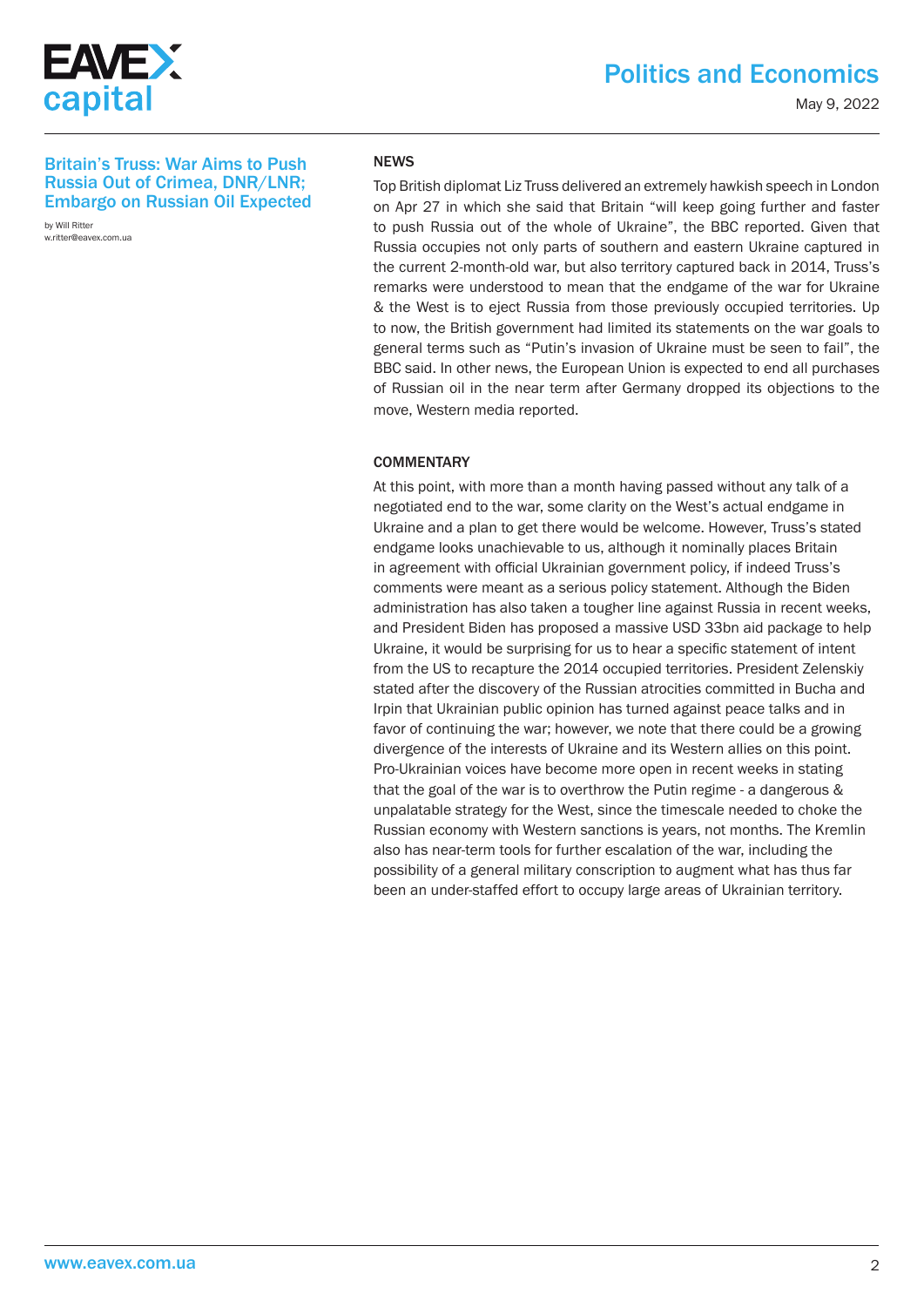## Britain's Truss: War Aims to Push Russia Out of Crimea, DNR/LNR; Embargo on Russian Oil Expected

by Will Ritter
w.ritter@eavex.com.ua

### NEWS

Top British diplomat Liz Truss delivered an extremely hawkish speech in London on Apr 27 in which she said that Britain "will keep going further and faster to push Russia out of the whole of Ukraine", the BBC reported. Given that Russia occupies not only parts of southern and eastern Ukraine captured in the current 2-month-old war, but also territory captured back in 2014, Truss's remarks were understood to mean that the endgame of the war for Ukraine & the West is to eject Russia from those previously occupied territories. Up to now, the British government had limited its statements on the war goals to general terms such as "Putin's invasion of Ukraine must be seen to fail", the BBC said. In other news, the European Union is expected to end all purchases of Russian oil in the near term after Germany dropped its objections to the move, Western media reported.

### COMMENTARY

At this point, with more than a month having passed without any talk of a negotiated end to the war, some clarity on the West's actual endgame in Ukraine and a plan to get there would be welcome. However, Truss's stated endgame looks unachievable to us, although it nominally places Britain in agreement with official Ukrainian government policy, if indeed Truss's comments were meant as a serious policy statement. Although the Biden administration has also taken a tougher line against Russia in recent weeks, and President Biden has proposed a massive USD 33bn aid package to help Ukraine, it would be surprising for us to hear a specific statement of intent from the US to recapture the 2014 occupied territories. President Zelenskiy stated after the discovery of the Russian atrocities committed in Bucha and Irpin that Ukrainian public opinion has turned against peace talks and in favor of continuing the war; however, we note that there could be a growing divergence of the interests of Ukraine and its Western allies on this point. Pro-Ukrainian voices have become more open in recent weeks in stating that the goal of the war is to overthrow the Putin regime - a dangerous & unpalatable strategy for the West, since the timescale needed to choke the Russian economy with Western sanctions is years, not months. The Kremlin also has near-term tools for further escalation of the war, including the possibility of a general military conscription to augment what has thus far been an under-staffed effort to occupy large areas of Ukrainian territory.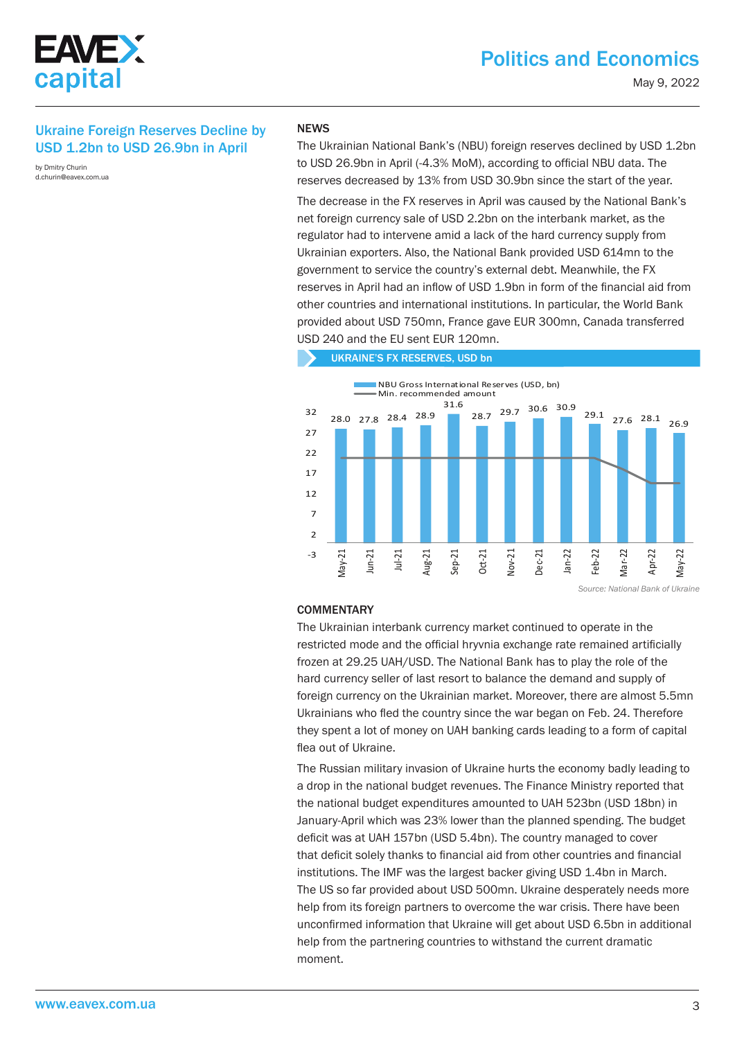## Ukraine Foreign Reserves Decline by USD 1.2bn to USD 26.9bn in April

by Dmitry Churin
d.churin@eavex.com.ua

### NEWS

The Ukrainian National Bank's (NBU) foreign reserves declined by USD 1.2bn to USD 26.9bn in April (-4.3% MoM), according to official NBU data. The reserves decreased by 13% from USD 30.9bn since the start of the year.

The decrease in the FX reserves in April was caused by the National Bank's net foreign currency sale of USD 2.2bn on the interbank market, as the regulator had to intervene amid a lack of the hard currency supply from Ukrainian exporters. Also, the National Bank provided USD 614mn to the government to service the country's external debt. Meanwhile, the FX reserves in April had an inflow of USD 1.9bn in form of the financial aid from other countries and international institutions. In particular, the World Bank provided about USD 750mn, France gave EUR 300mn, Canada transferred USD 240 and the EU sent EUR 120mn.

**UKRAINE'S FX RESERVES, USD bn**

| Month | NBU Gross International Reserves (USD, bn) |
|---|---|
| May-21 | 28.0 |
| Jun-21 | 27.8 |
| Jul-21 | 28.4 |
| Aug-21 | 28.9 |
| Sep-21 | 31.6 |
| Oct-21 | 28.7 |
| Nov-21 | 29.7 |
| Dec-21 | 30.6 |
| Jan-22 | 30.9 |
| Feb-22 | 29.1 |
| Mar-22 | 27.6 |
| Apr-22 | 28.1 |
| May-22 | 26.9 |

*Source: National Bank of Ukraine*

### COMMENTARY

The Ukrainian interbank currency market continued to operate in the restricted mode and the official hryvnia exchange rate remained artificially frozen at 29.25 UAH/USD. The National Bank has to play the role of the hard currency seller of last resort to balance the demand and supply of foreign currency on the Ukrainian market. Moreover, there are almost 5.5mn Ukrainians who fled the country since the war began on Feb. 24. Therefore they spent a lot of money on UAH banking cards leading to a form of capital flea out of Ukraine.

The Russian military invasion of Ukraine hurts the economy badly leading to a drop in the national budget revenues. The Finance Ministry reported that the national budget expenditures amounted to UAH 523bn (USD 18bn) in January-April which was 23% lower than the planned spending. The budget deficit was at UAH 157bn (USD 5.4bn). The country managed to cover that deficit solely thanks to financial aid from other countries and financial institutions. The IMF was the largest backer giving USD 1.4bn in March. The US so far provided about USD 500mn. Ukraine desperately needs more help from its foreign partners to overcome the war crisis. There have been unconfirmed information that Ukraine will get about USD 6.5bn in additional help from the partnering countries to withstand the current dramatic moment.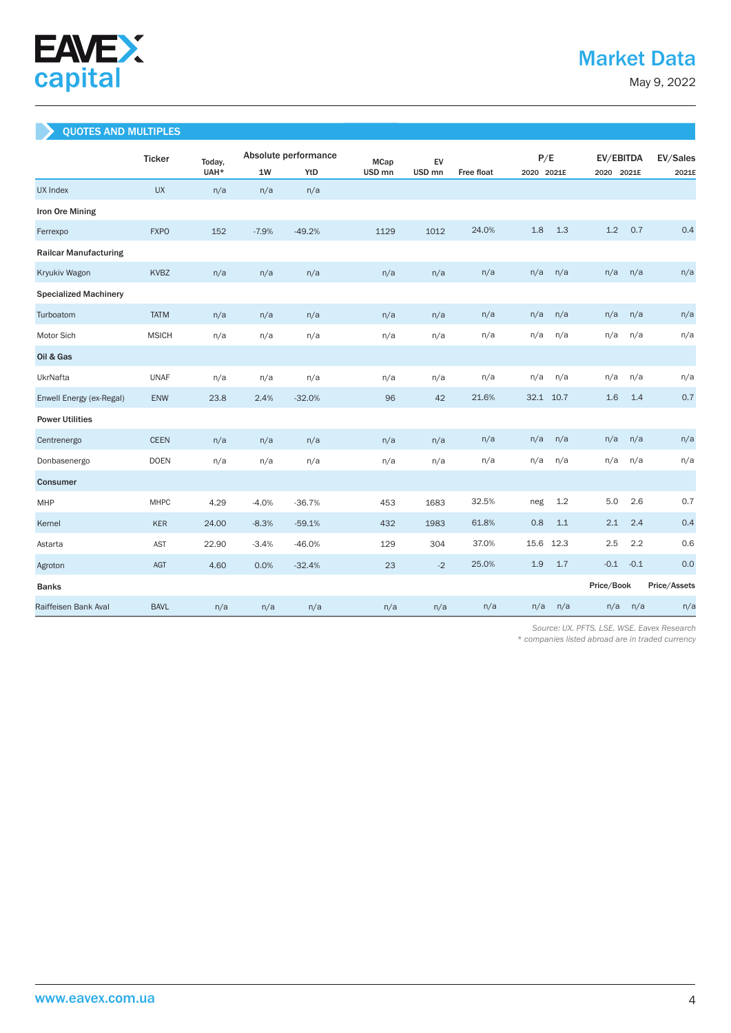# Market Data

May 9, 2022

## QUOTES AND MULTIPLES

| | Ticker | Today, UAH* | Absolute performance | | MCap USD mn | EV USD mn | Free float | P/E | | EV/EBITDA | | EV/Sales |
|---|---|---|---|---|---|---|---|---|---|---|---|---|
| | | | 1W | YtD | | | | 2020 | 2021E | 2020 | 2021E | 2021E |
| UX Index | UX | n/a | n/a | n/a | | | | | | | | |
| **Iron Ore Mining** | | | | | | | | | | | | |
| Ferrexpo | FXPO | 152 | -7.9% | -49.2% | 1129 | 1012 | 24.0% | 1.8 | 1.3 | 1.2 | 0.7 | 0.4 |
| **Railcar Manufacturing** | | | | | | | | | | | | |
| Kryukiv Wagon | KVBZ | n/a | n/a | n/a | n/a | n/a | n/a | n/a | n/a | n/a | n/a | n/a |
| **Specialized Machinery** | | | | | | | | | | | | |
| Turboatom | TATM | n/a | n/a | n/a | n/a | n/a | n/a | n/a | n/a | n/a | n/a | n/a |
| Motor Sich | MSICH | n/a | n/a | n/a | n/a | n/a | n/a | n/a | n/a | n/a | n/a | n/a |
| **Oil & Gas** | | | | | | | | | | | | |
| UkrNafta | UNAF | n/a | n/a | n/a | n/a | n/a | n/a | n/a | n/a | n/a | n/a | n/a |
| Enwell Energy (ex-Regal) | ENW | 23.8 | 2.4% | -32.0% | 96 | 42 | 21.6% | 32.1 | 10.7 | 1.6 | 1.4 | 0.7 |
| **Power Utilities** | | | | | | | | | | | | |
| Centrenergo | CEEN | n/a | n/a | n/a | n/a | n/a | n/a | n/a | n/a | n/a | n/a | n/a |
| Donbasenergo | DOEN | n/a | n/a | n/a | n/a | n/a | n/a | n/a | n/a | n/a | n/a | n/a |
| **Consumer** | | | | | | | | | | | | |
| MHP | MHPC | 4.29 | -4.0% | -36.7% | 453 | 1683 | 32.5% | neg | 1.2 | 5.0 | 2.6 | 0.7 |
| Kernel | KER | 24.00 | -8.3% | -59.1% | 432 | 1983 | 61.8% | 0.8 | 1.1 | 2.1 | 2.4 | 0.4 |
| Astarta | AST | 22.90 | -3.4% | -46.0% | 129 | 304 | 37.0% | 15.6 | 12.3 | 2.5 | 2.2 | 0.6 |
| Agroton | AGT | 4.60 | 0.0% | -32.4% | 23 | -2 | 25.0% | 1.9 | 1.7 | -0.1 | -0.1 | 0.0 |
| **Banks** | | | | | | | | | | Price/Book | | Price/Assets |
| Raiffeisen Bank Aval | BAVL | n/a | n/a | n/a | n/a | n/a | n/a | n/a | n/a | n/a | n/a | n/a |

*Source: UX. PFTS. LSE. WSE. Eavex Research*

*\* companies listed abroad are in traded currency*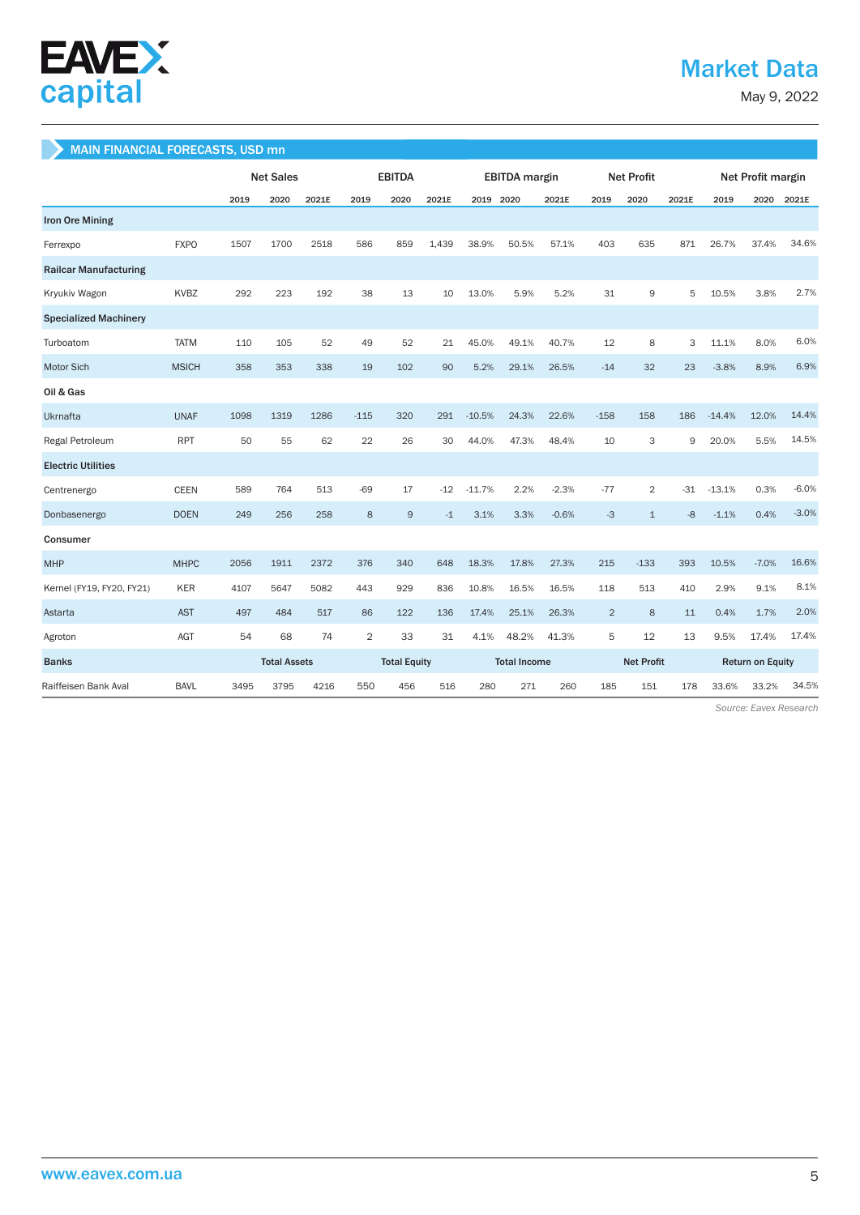## MAIN FINANCIAL FORECASTS, USD mn

| | | Net Sales | | | EBITDA | | | EBITDA margin | | | Net Profit | | | Net Profit margin | | |
|---|---|---|---|---|---|---|---|---|---|---|---|---|---|---|---|---|
| | | 2019 | 2020 | 2021E | 2019 | 2020 | 2021E | 2019 | 2020 | 2021E | 2019 | 2020 | 2021E | 2019 | 2020 | 2021E |
| **Iron Ore Mining** | | | | | | | | | | | | | | | | |
| Ferrexpo | FXPO | 1507 | 1700 | 2518 | 586 | 859 | 1,439 | 38.9% | 50.5% | 57.1% | 403 | 635 | 871 | 26.7% | 37.4% | 34.6% |
| **Railcar Manufacturing** | | | | | | | | | | | | | | | | |
| Kryukiv Wagon | KVBZ | 292 | 223 | 192 | 38 | 13 | 10 | 13.0% | 5.9% | 5.2% | 31 | 9 | 5 | 10.5% | 3.8% | 2.7% |
| **Specialized Machinery** | | | | | | | | | | | | | | | | |
| Turboatom | TATM | 110 | 105 | 52 | 49 | 52 | 21 | 45.0% | 49.1% | 40.7% | 12 | 8 | 3 | 11.1% | 8.0% | 6.0% |
| Motor Sich | MSICH | 358 | 353 | 338 | 19 | 102 | 90 | 5.2% | 29.1% | 26.5% | -14 | 32 | 23 | -3.8% | 8.9% | 6.9% |
| **Oil & Gas** | | | | | | | | | | | | | | | | |
| Ukrnafta | UNAF | 1098 | 1319 | 1286 | -115 | 320 | 291 | -10.5% | 24.3% | 22.6% | -158 | 158 | 186 | -14.4% | 12.0% | 14.4% |
| Regal Petroleum | RPT | 50 | 55 | 62 | 22 | 26 | 30 | 44.0% | 47.3% | 48.4% | 10 | 3 | 9 | 20.0% | 5.5% | 14.5% |
| **Electric Utilities** | | | | | | | | | | | | | | | | |
| Centrenergo | CEEN | 589 | 764 | 513 | -69 | 17 | -12 | -11.7% | 2.2% | -2.3% | -77 | 2 | -31 | -13.1% | 0.3% | -6.0% |
| Donbasenergo | DOEN | 249 | 256 | 258 | 8 | 9 | -1 | 3.1% | 3.3% | -0.6% | -3 | 1 | -8 | -1.1% | 0.4% | -3.0% |
| **Consumer** | | | | | | | | | | | | | | | | |
| MHP | MHPC | 2056 | 1911 | 2372 | 376 | 340 | 648 | 18.3% | 17.8% | 27.3% | 215 | -133 | 393 | 10.5% | -7.0% | 16.6% |
| Kernel (FY19, FY20, FY21) | KER | 4107 | 5647 | 5082 | 443 | 929 | 836 | 10.8% | 16.5% | 16.5% | 118 | 513 | 410 | 2.9% | 9.1% | 8.1% |
| Astarta | AST | 497 | 484 | 517 | 86 | 122 | 136 | 17.4% | 25.1% | 26.3% | 2 | 8 | 11 | 0.4% | 1.7% | 2.0% |
| Agroton | AGT | 54 | 68 | 74 | 2 | 33 | 31 | 4.1% | 48.2% | 41.3% | 5 | 12 | 13 | 9.5% | 17.4% | 17.4% |
| **Banks** | | **Total Assets** | | | **Total Equity** | | | **Total Income** | | | **Net Profit** | | | **Return on Equity** | | |
| Raiffeisen Bank Aval | BAVL | 3495 | 3795 | 4216 | 550 | 456 | 516 | 280 | 271 | 260 | 185 | 151 | 178 | 33.6% | 33.2% | 34.5% |

*Source: Eavex Research*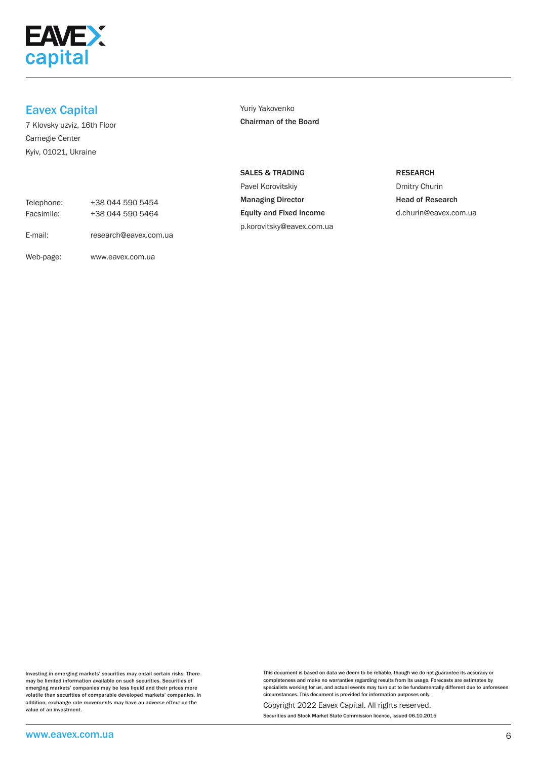EAVEX capital

## Eavex Capital

7 Klovsky uzviz, 16th Floor
Carnegie Center
Kyiv, 01021, Ukraine

| | |
|---|---|
| Telephone: | +38 044 590 5454 |
| Facsimile: | +38 044 590 5464 |
| E-mail: | research@eavex.com.ua |
| Web-page: | www.eavex.com.ua |

Yuriy Yakovenko
**Chairman of the Board**

**SALES & TRADING**

Pavel Korovitskiy
**Managing Director**
**Equity and Fixed Income**
p.korovitsky@eavex.com.ua

**RESEARCH**

Dmitry Churin
**Head of Research**
d.churin@eavex.com.ua

Investing in emerging markets' securities may entail certain risks. There may be limited information available on such securities. Securities of emerging markets' companies may be less liquid and their prices more volatile than securities of comparable developed markets' companies. In addition, exchange rate movements may have an adverse effect on the value of an investment.

This document is based on data we deem to be reliable, though we do not guarantee its accuracy or completeness and make no warranties regarding results from its usage. Forecasts are estimates by specialists working for us, and actual events may turn out to be fundamentally different due to unforeseen circumstances. This document is provided for information purposes only.

Copyright 2022 Eavex Capital. All rights reserved.

Securities and Stock Market State Commission licence, issued 06.10.2015